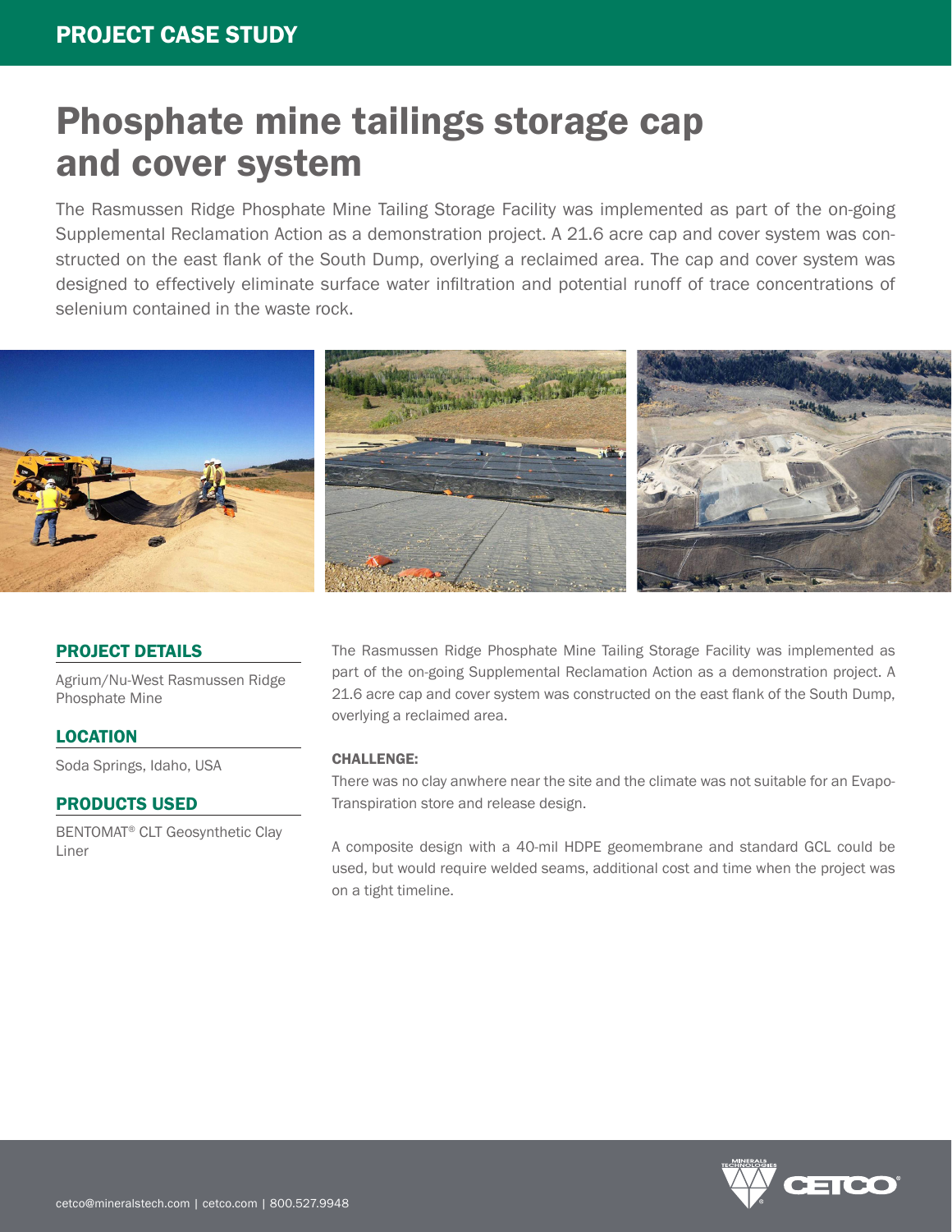PROJECT CASE STUDY

# Phosphate mine tailings storage cap and cover system

The Rasmussen Ridge Phosphate Mine Tailing Storage Facility was implemented as part of the on-going Supplemental Reclamation Action as a demonstration project. A 21.6 acre cap and cover system was constructed on the east flank of the South Dump, overlying a reclaimed area. The cap and cover system was designed to effectively eliminate surface water infiltration and potential runoff of trace concentrations of selenium contained in the waste rock.

## PROJECT DETAILS

Agrium/Nu-West Rasmussen Ridge Phosphate Mine

## LOCATION

Soda Springs, Idaho, USA

## PRODUCTS USED

BENTOMAT® CLT Geosynthetic Clay Liner

The Rasmussen Ridge Phosphate Mine Tailing Storage Facility was implemented as part of the on-going Supplemental Reclamation Action as a demonstration project. A 21.6 acre cap and cover system was constructed on the east flank of the South Dump, overlying a reclaimed area.

**CHALLENGE:**

There was no clay anwhere near the site and the climate was not suitable for an Evapo-Transpiration store and release design.

A composite design with a 40-mil HDPE geomembrane and standard GCL could be used, but would require welded seams, additional cost and time when the project was on a tight timeline.

cetco@mineralstech.com | cetco.com | 800.527.9948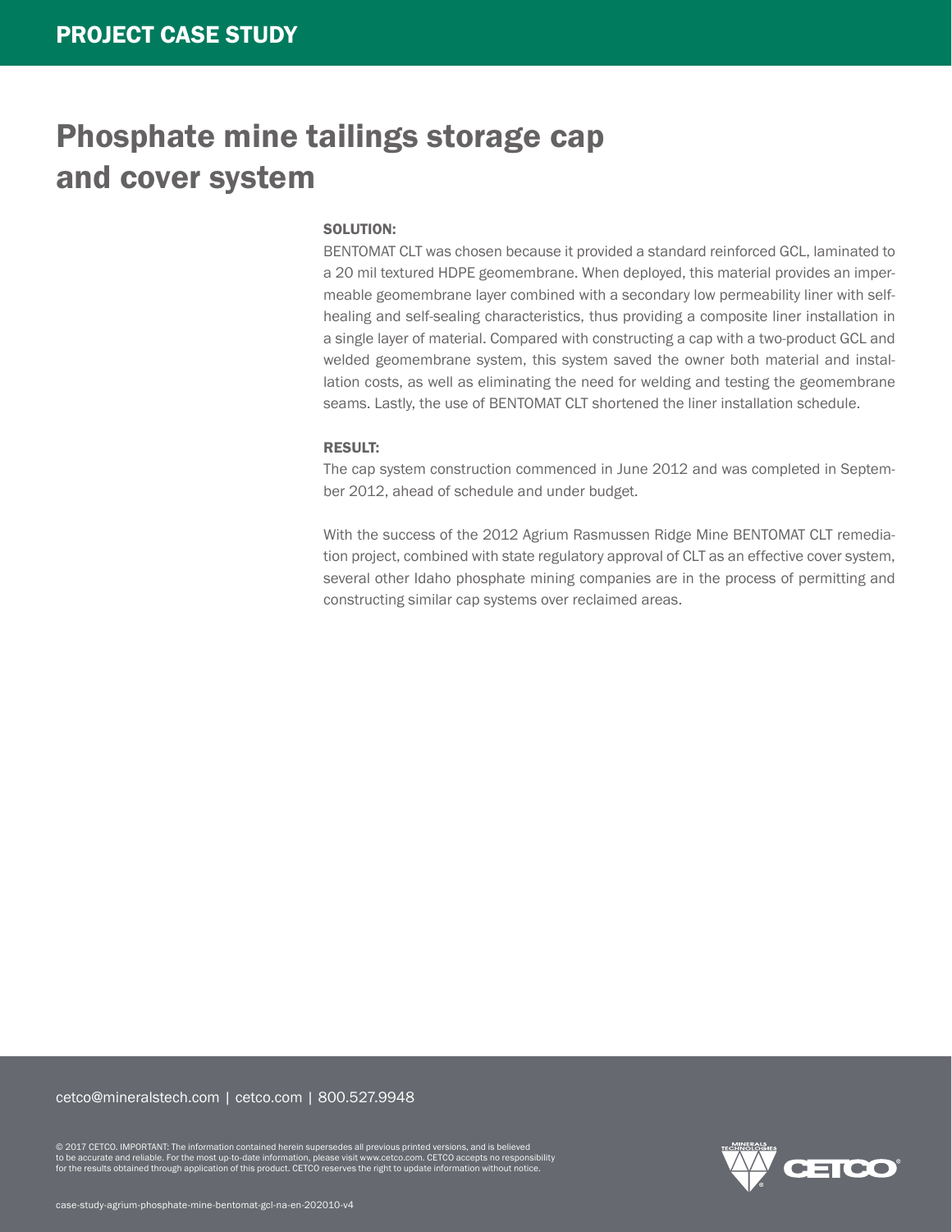## PROJECT CASE STUDY

# Phosphate mine tailings storage cap and cover system

### SOLUTION:

BENTOMAT CLT was chosen because it provided a standard reinforced GCL, laminated to a 20 mil textured HDPE geomembrane. When deployed, this material provides an impermeable geomembrane layer combined with a secondary low permeability liner with self-healing and self-sealing characteristics, thus providing a composite liner installation in a single layer of material. Compared with constructing a cap with a two-product GCL and welded geomembrane system, this system saved the owner both material and installation costs, as well as eliminating the need for welding and testing the geomembrane seams. Lastly, the use of BENTOMAT CLT shortened the liner installation schedule.

### RESULT:

The cap system construction commenced in June 2012 and was completed in September 2012, ahead of schedule and under budget.

With the success of the 2012 Agrium Rasmussen Ridge Mine BENTOMAT CLT remediation project, combined with state regulatory approval of CLT as an effective cover system, several other Idaho phosphate mining companies are in the process of permitting and constructing similar cap systems over reclaimed areas.

cetco@mineralstech.com | cetco.com | 800.527.9948

© 2017 CETCO. IMPORTANT: The information contained herein supersedes all previous printed versions, and is believed to be accurate and reliable. For the most up-to-date information, please visit www.cetco.com. CETCO accepts no responsibility for the results obtained through application of this product. CETCO reserves the right to update information without notice.

case-study-agrium-phosphate-mine-bentomat-gcl-na-en-202010-v4